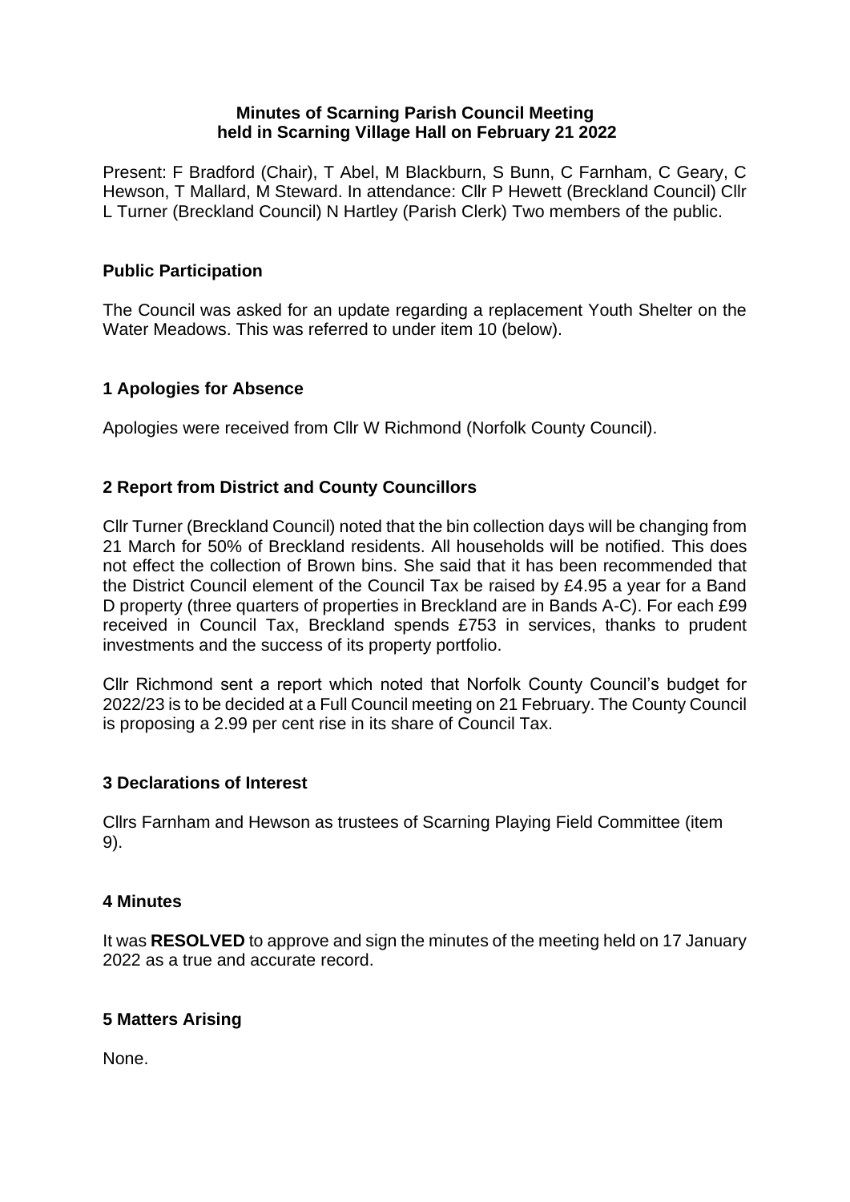**Minutes of Scarning Parish Council Meeting held in Scarning Village Hall on February 21 2022**

Present: F Bradford (Chair), T Abel, M Blackburn, S Bunn, C Farnham, C Geary, C Hewson, T Mallard, M Steward. In attendance: Cllr P Hewett (Breckland Council) Cllr L Turner (Breckland Council) N Hartley (Parish Clerk) Two members of the public.

## Public Participation

The Council was asked for an update regarding a replacement Youth Shelter on the Water Meadows. This was referred to under item 10 (below).

## 1 Apologies for Absence

Apologies were received from Cllr W Richmond (Norfolk County Council).

## 2 Report from District and County Councillors

Cllr Turner (Breckland Council) noted that the bin collection days will be changing from 21 March for 50% of Breckland residents. All households will be notified. This does not effect the collection of Brown bins. She said that it has been recommended that the District Council element of the Council Tax be raised by £4.95 a year for a Band D property (three quarters of properties in Breckland are in Bands A-C). For each £99 received in Council Tax, Breckland spends £753 in services, thanks to prudent investments and the success of its property portfolio.

Cllr Richmond sent a report which noted that Norfolk County Council's budget for 2022/23 is to be decided at a Full Council meeting on 21 February. The County Council is proposing a 2.99 per cent rise in its share of Council Tax.

## 3 Declarations of Interest

Cllrs Farnham and Hewson as trustees of Scarning Playing Field Committee (item 9).

## 4 Minutes

It was **RESOLVED** to approve and sign the minutes of the meeting held on 17 January 2022 as a true and accurate record.

## 5 Matters Arising

None.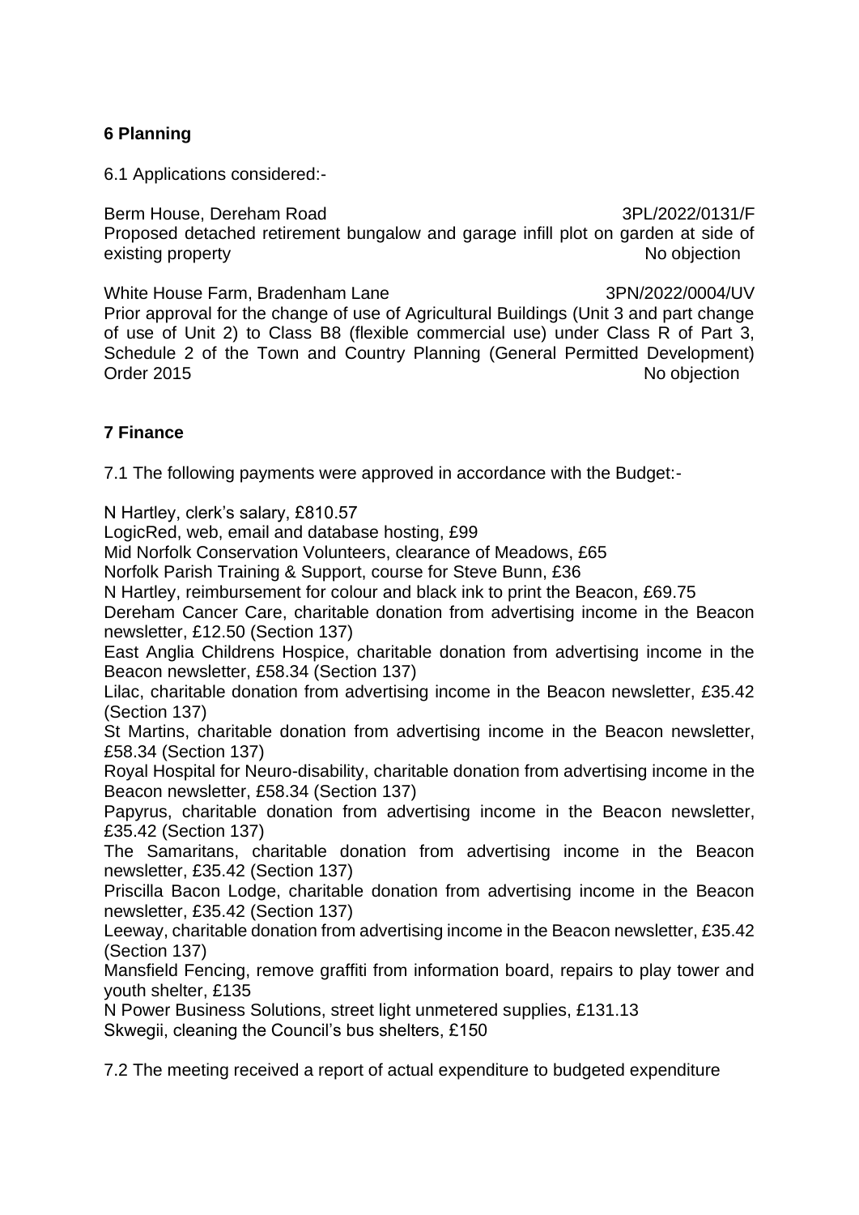## 6 Planning

6.1 Applications considered:-

Berm House, Dereham Road 3PL/2022/0131/F
Proposed detached retirement bungalow and garage infill plot on garden at side of existing property No objection

White House Farm, Bradenham Lane 3PN/2022/0004/UV
Prior approval for the change of use of Agricultural Buildings (Unit 3 and part change of use of Unit 2) to Class B8 (flexible commercial use) under Class R of Part 3, Schedule 2 of the Town and Country Planning (General Permitted Development) Order 2015 No objection

## 7 Finance

7.1 The following payments were approved in accordance with the Budget:-

N Hartley, clerk's salary, £810.57
LogicRed, web, email and database hosting, £99
Mid Norfolk Conservation Volunteers, clearance of Meadows, £65
Norfolk Parish Training & Support, course for Steve Bunn, £36
N Hartley, reimbursement for colour and black ink to print the Beacon, £69.75
Dereham Cancer Care, charitable donation from advertising income in the Beacon newsletter, £12.50 (Section 137)
East Anglia Childrens Hospice, charitable donation from advertising income in the Beacon newsletter, £58.34 (Section 137)
Lilac, charitable donation from advertising income in the Beacon newsletter, £35.42 (Section 137)
St Martins, charitable donation from advertising income in the Beacon newsletter, £58.34 (Section 137)
Royal Hospital for Neuro-disability, charitable donation from advertising income in the Beacon newsletter, £58.34 (Section 137)
Papyrus, charitable donation from advertising income in the Beacon newsletter, £35.42 (Section 137)
The Samaritans, charitable donation from advertising income in the Beacon newsletter, £35.42 (Section 137)
Priscilla Bacon Lodge, charitable donation from advertising income in the Beacon newsletter, £35.42 (Section 137)
Leeway, charitable donation from advertising income in the Beacon newsletter, £35.42 (Section 137)
Mansfield Fencing, remove graffiti from information board, repairs to play tower and youth shelter, £135
N Power Business Solutions, street light unmetered supplies, £131.13
Skwegii, cleaning the Council's bus shelters, £150

7.2 The meeting received a report of actual expenditure to budgeted expenditure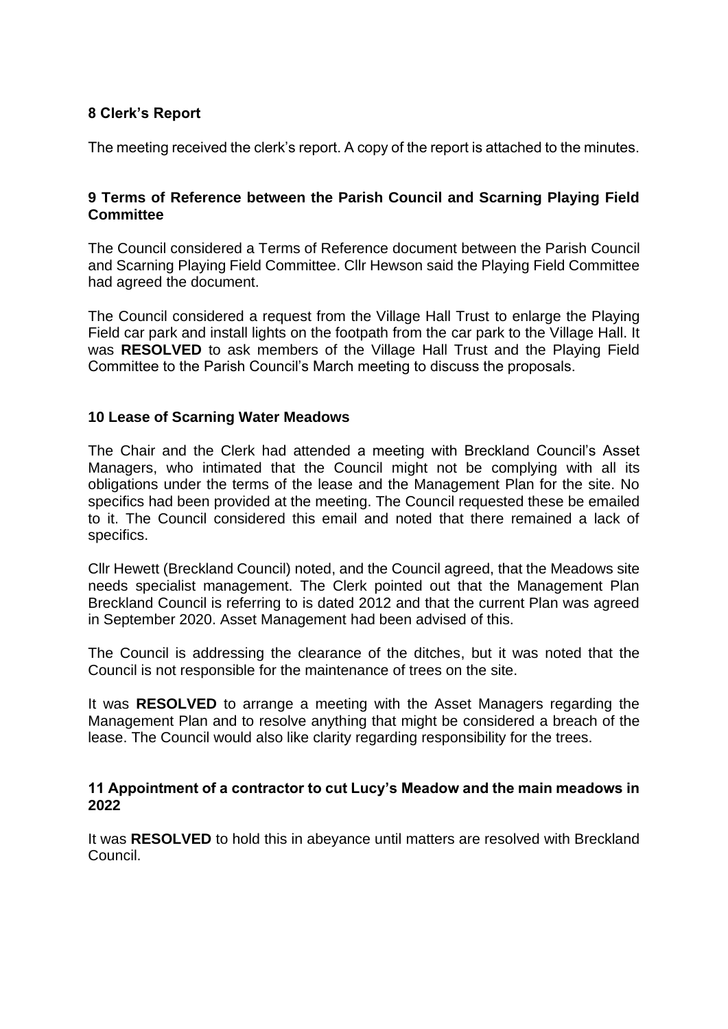## 8 Clerk's Report

The meeting received the clerk's report. A copy of the report is attached to the minutes.

## 9 Terms of Reference between the Parish Council and Scarning Playing Field Committee

The Council considered a Terms of Reference document between the Parish Council and Scarning Playing Field Committee. Cllr Hewson said the Playing Field Committee had agreed the document.

The Council considered a request from the Village Hall Trust to enlarge the Playing Field car park and install lights on the footpath from the car park to the Village Hall. It was **RESOLVED** to ask members of the Village Hall Trust and the Playing Field Committee to the Parish Council's March meeting to discuss the proposals.

## 10 Lease of Scarning Water Meadows

The Chair and the Clerk had attended a meeting with Breckland Council's Asset Managers, who intimated that the Council might not be complying with all its obligations under the terms of the lease and the Management Plan for the site. No specifics had been provided at the meeting. The Council requested these be emailed to it. The Council considered this email and noted that there remained a lack of specifics.

Cllr Hewett (Breckland Council) noted, and the Council agreed, that the Meadows site needs specialist management. The Clerk pointed out that the Management Plan Breckland Council is referring to is dated 2012 and that the current Plan was agreed in September 2020. Asset Management had been advised of this.

The Council is addressing the clearance of the ditches, but it was noted that the Council is not responsible for the maintenance of trees on the site.

It was **RESOLVED** to arrange a meeting with the Asset Managers regarding the Management Plan and to resolve anything that might be considered a breach of the lease. The Council would also like clarity regarding responsibility for the trees.

## 11 Appointment of a contractor to cut Lucy's Meadow and the main meadows in 2022

It was **RESOLVED** to hold this in abeyance until matters are resolved with Breckland Council.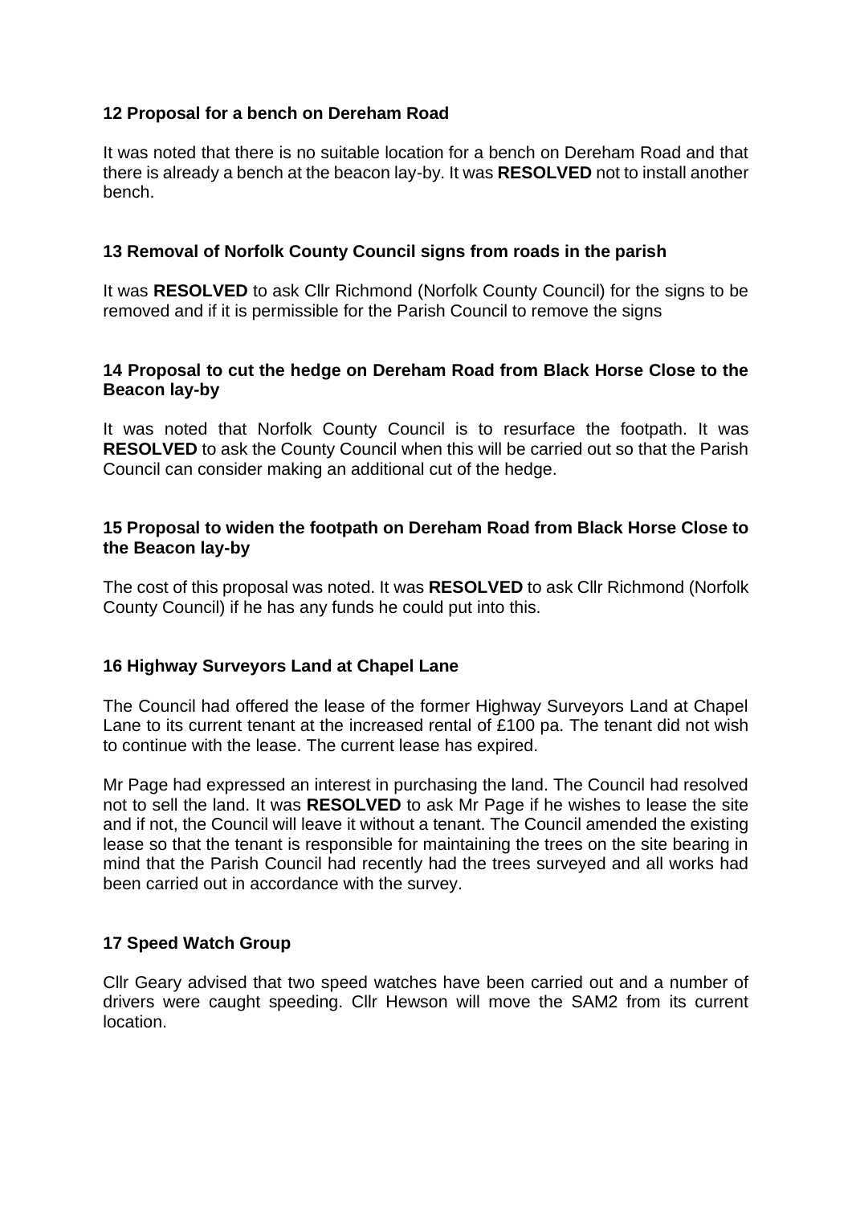**12 Proposal for a bench on Dereham Road**

It was noted that there is no suitable location for a bench on Dereham Road and that there is already a bench at the beacon lay-by. It was **RESOLVED** not to install another bench.

**13 Removal of Norfolk County Council signs from roads in the parish**

It was **RESOLVED** to ask Cllr Richmond (Norfolk County Council) for the signs to be removed and if it is permissible for the Parish Council to remove the signs

**14 Proposal to cut the hedge on Dereham Road from Black Horse Close to the Beacon lay-by**

It was noted that Norfolk County Council is to resurface the footpath. It was **RESOLVED** to ask the County Council when this will be carried out so that the Parish Council can consider making an additional cut of the hedge.

**15 Proposal to widen the footpath on Dereham Road from Black Horse Close to the Beacon lay-by**

The cost of this proposal was noted. It was **RESOLVED** to ask Cllr Richmond (Norfolk County Council) if he has any funds he could put into this.

**16 Highway Surveyors Land at Chapel Lane**

The Council had offered the lease of the former Highway Surveyors Land at Chapel Lane to its current tenant at the increased rental of £100 pa. The tenant did not wish to continue with the lease. The current lease has expired.

Mr Page had expressed an interest in purchasing the land. The Council had resolved not to sell the land. It was **RESOLVED** to ask Mr Page if he wishes to lease the site and if not, the Council will leave it without a tenant. The Council amended the existing lease so that the tenant is responsible for maintaining the trees on the site bearing in mind that the Parish Council had recently had the trees surveyed and all works had been carried out in accordance with the survey.

**17 Speed Watch Group**

Cllr Geary advised that two speed watches have been carried out and a number of drivers were caught speeding. Cllr Hewson will move the SAM2 from its current location.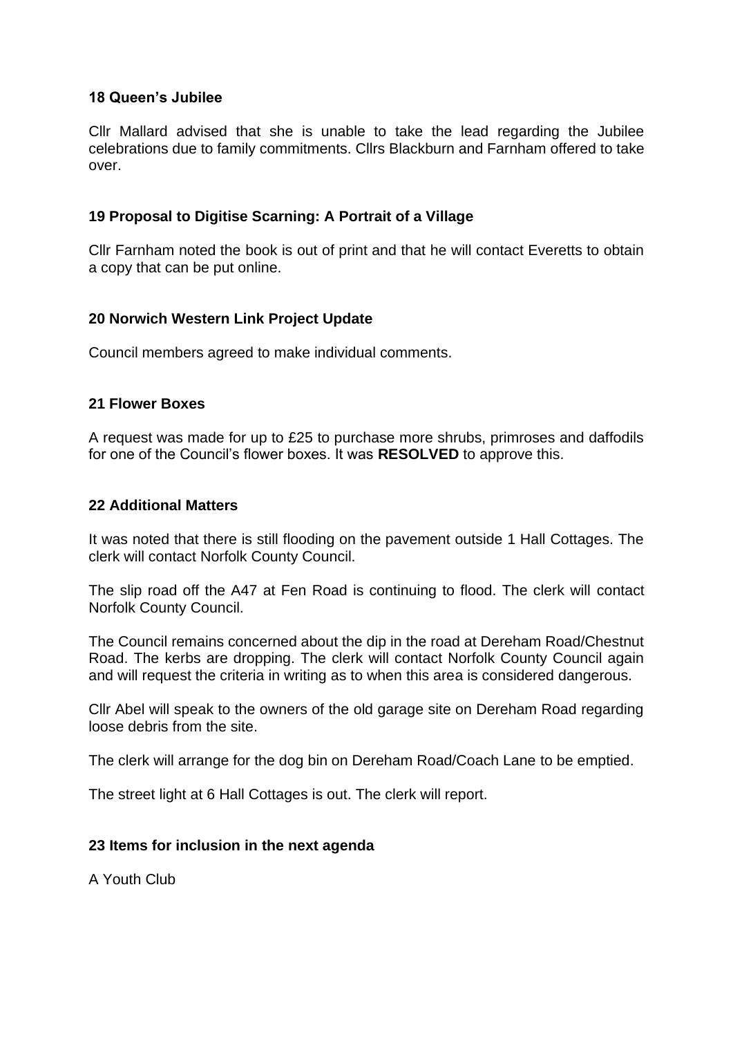**18 Queen's Jubilee**

Cllr Mallard advised that she is unable to take the lead regarding the Jubilee celebrations due to family commitments. Cllrs Blackburn and Farnham offered to take over.

**19 Proposal to Digitise Scarning: A Portrait of a Village**

Cllr Farnham noted the book is out of print and that he will contact Everetts to obtain a copy that can be put online.

**20 Norwich Western Link Project Update**

Council members agreed to make individual comments.

**21 Flower Boxes**

A request was made for up to £25 to purchase more shrubs, primroses and daffodils for one of the Council's flower boxes. It was **RESOLVED** to approve this.

**22 Additional Matters**

It was noted that there is still flooding on the pavement outside 1 Hall Cottages. The clerk will contact Norfolk County Council.

The slip road off the A47 at Fen Road is continuing to flood. The clerk will contact Norfolk County Council.

The Council remains concerned about the dip in the road at Dereham Road/Chestnut Road. The kerbs are dropping. The clerk will contact Norfolk County Council again and will request the criteria in writing as to when this area is considered dangerous.

Cllr Abel will speak to the owners of the old garage site on Dereham Road regarding loose debris from the site.

The clerk will arrange for the dog bin on Dereham Road/Coach Lane to be emptied.

The street light at 6 Hall Cottages is out. The clerk will report.

**23 Items for inclusion in the next agenda**

A Youth Club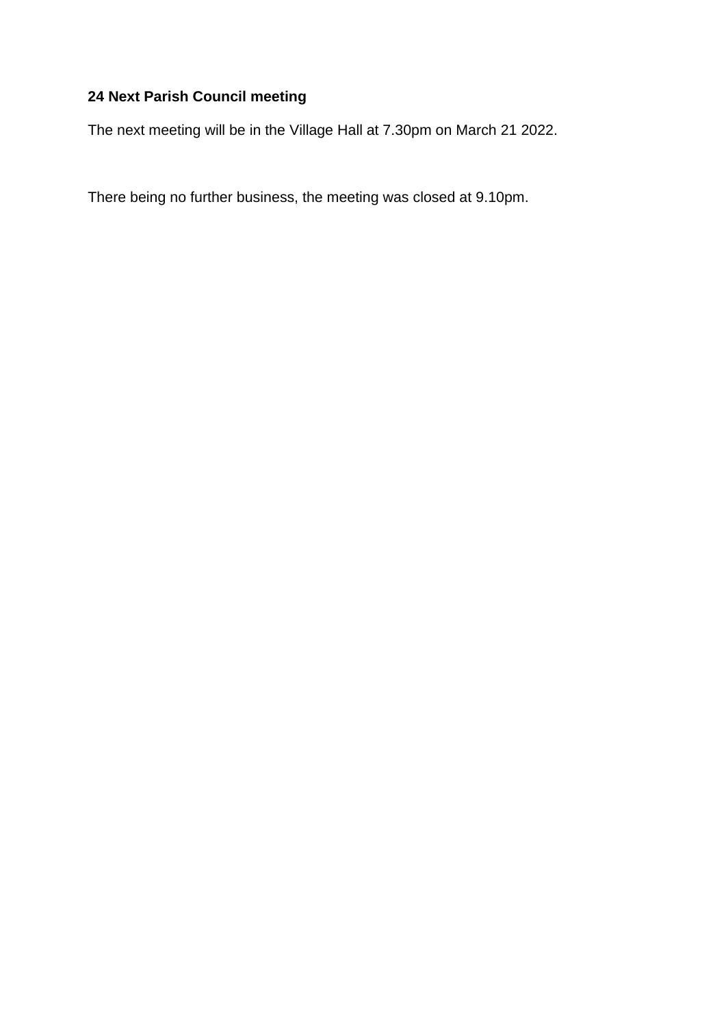**24 Next Parish Council meeting**

The next meeting will be in the Village Hall at 7.30pm on March 21 2022.

There being no further business, the meeting was closed at 9.10pm.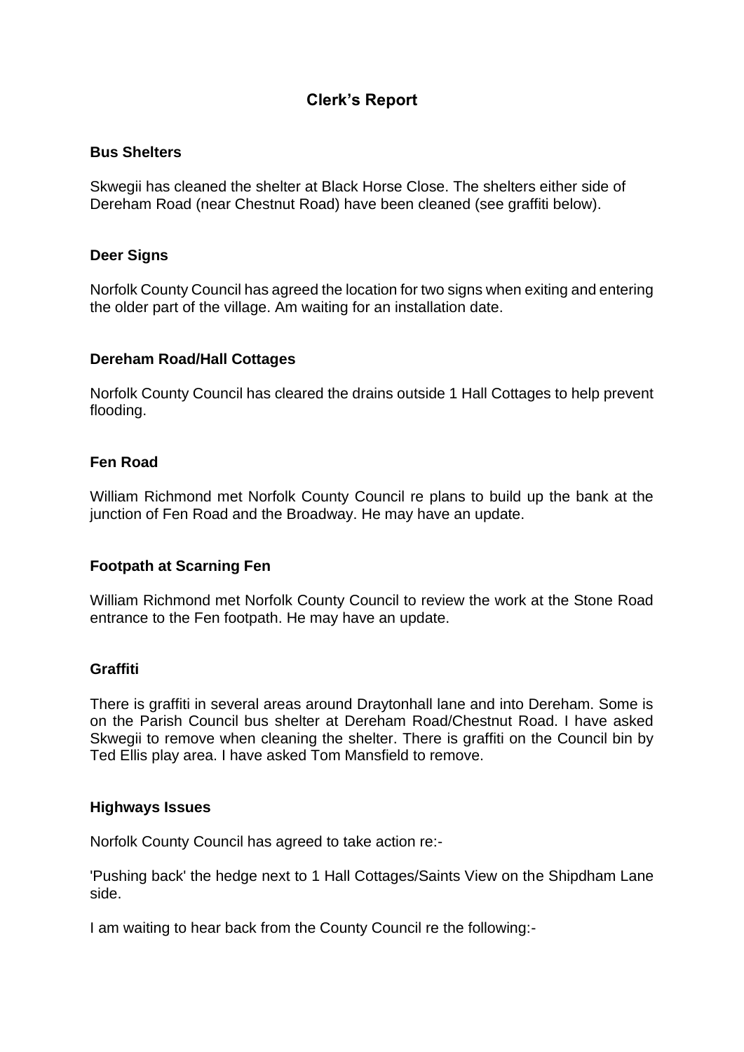# Clerk's Report

### Bus Shelters

Skwegii has cleaned the shelter at Black Horse Close. The shelters either side of Dereham Road (near Chestnut Road) have been cleaned (see graffiti below).

### Deer Signs

Norfolk County Council has agreed the location for two signs when exiting and entering the older part of the village. Am waiting for an installation date.

### Dereham Road/Hall Cottages

Norfolk County Council has cleared the drains outside 1 Hall Cottages to help prevent flooding.

### Fen Road

William Richmond met Norfolk County Council re plans to build up the bank at the junction of Fen Road and the Broadway. He may have an update.

### Footpath at Scarning Fen

William Richmond met Norfolk County Council to review the work at the Stone Road entrance to the Fen footpath. He may have an update.

### Graffiti

There is graffiti in several areas around Draytonhall lane and into Dereham. Some is on the Parish Council bus shelter at Dereham Road/Chestnut Road. I have asked Skwegii to remove when cleaning the shelter. There is graffiti on the Council bin by Ted Ellis play area. I have asked Tom Mansfield to remove.

### Highways Issues

Norfolk County Council has agreed to take action re:-

'Pushing back' the hedge next to 1 Hall Cottages/Saints View on the Shipdham Lane side.

I am waiting to hear back from the County Council re the following:-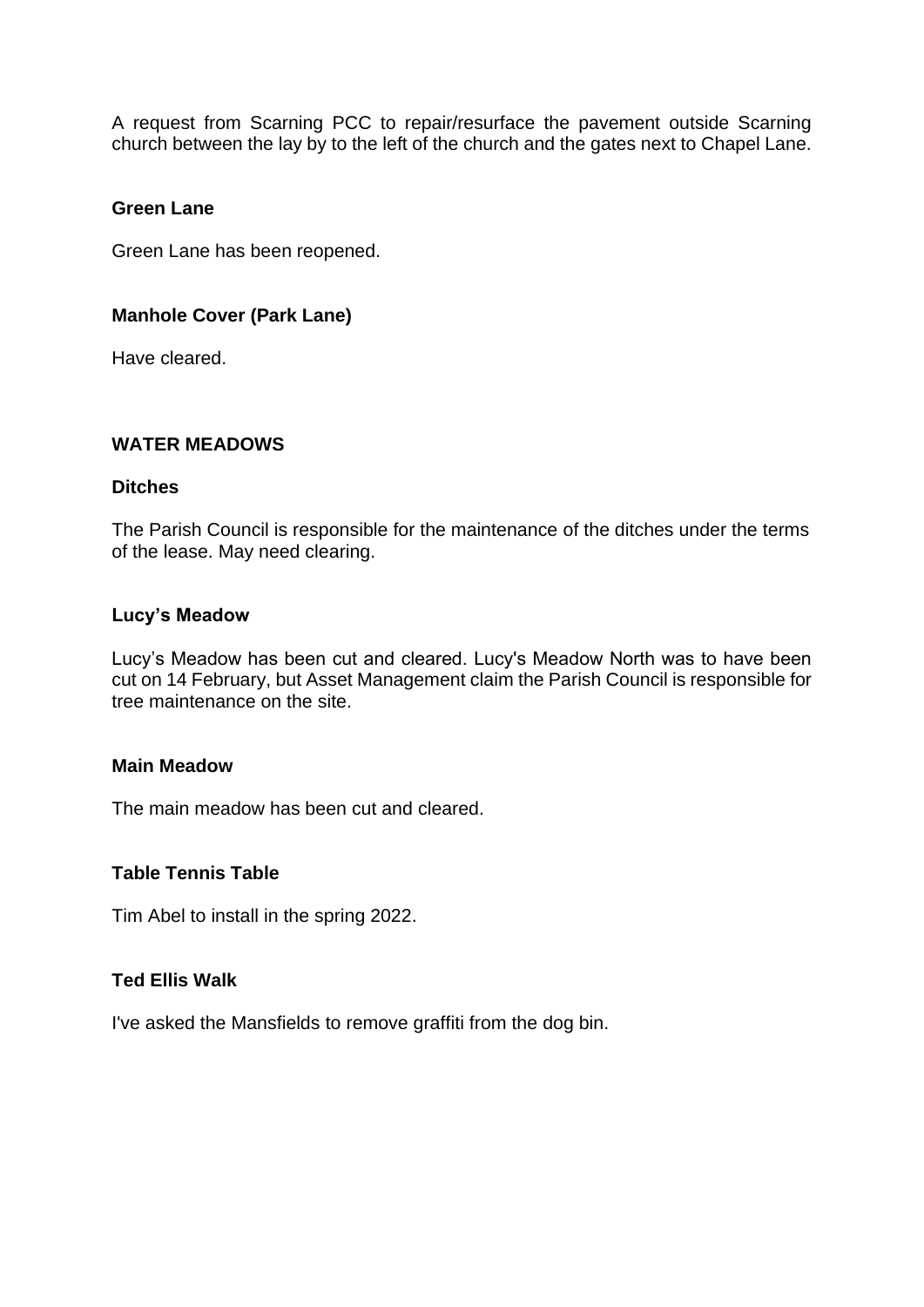A request from Scarning PCC to repair/resurface the pavement outside Scarning church between the lay by to the left of the church and the gates next to Chapel Lane.

### Green Lane

Green Lane has been reopened.

### Manhole Cover (Park Lane)

Have cleared.

## WATER MEADOWS

### Ditches

The Parish Council is responsible for the maintenance of the ditches under the terms of the lease. May need clearing.

### Lucy's Meadow

Lucy's Meadow has been cut and cleared. Lucy's Meadow North was to have been cut on 14 February, but Asset Management claim the Parish Council is responsible for tree maintenance on the site.

### Main Meadow

The main meadow has been cut and cleared.

### Table Tennis Table

Tim Abel to install in the spring 2022.

### Ted Ellis Walk

I've asked the Mansfields to remove graffiti from the dog bin.